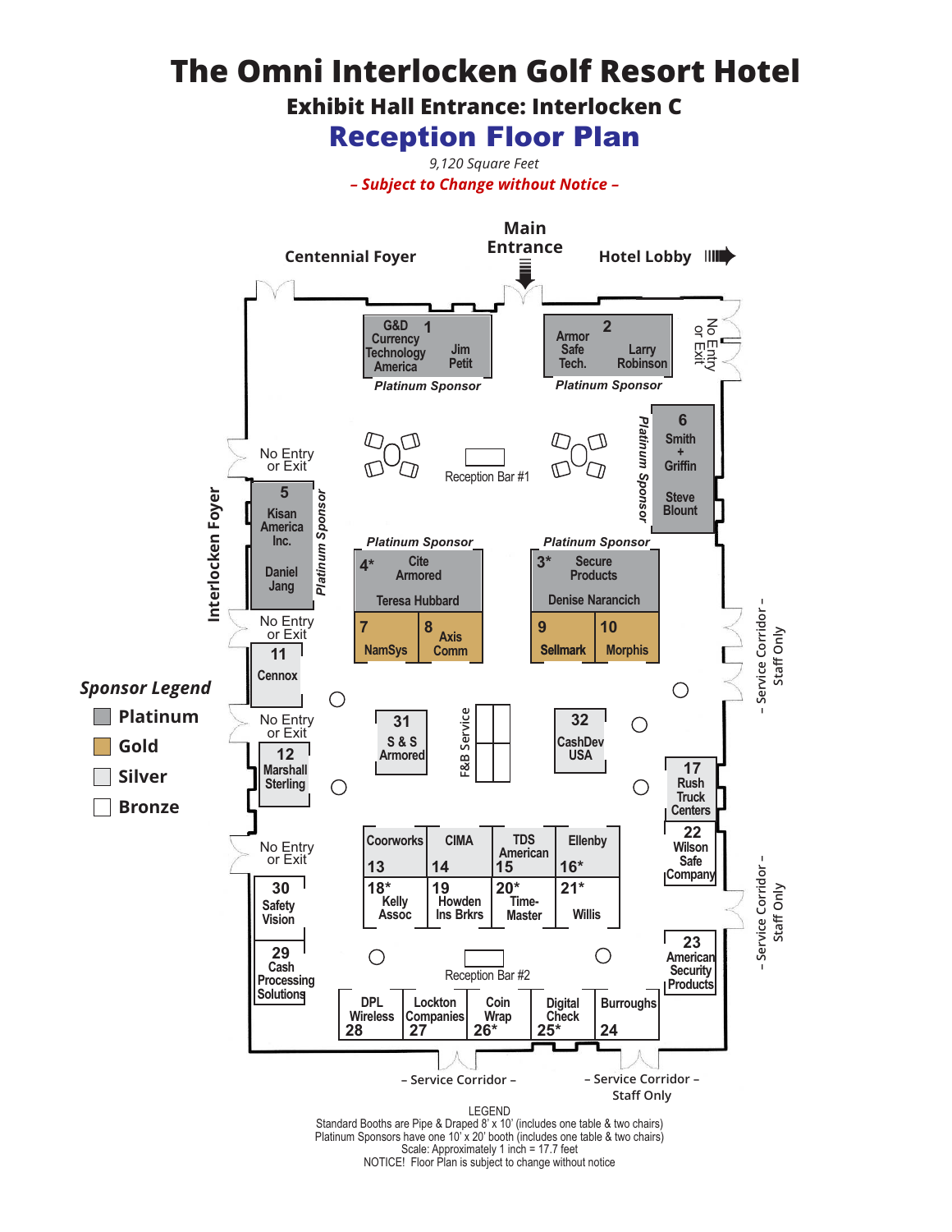# The Omni Interlocken Golf Resort Hotel

## Exhibit Hall Entrance: Interlocken C

## Reception Floor Plan

*9,120 Square Feet*

***– Subject to Change without Notice –***

Centennial Foyer

Main Entrance

Hotel Lobby

Interlocken Foyer

– Service Corridor – Staff Only

No Entry or Exit

**1** G&D Currency Technology America – Jim Petit — *Platinum Sponsor*

**2** Armor Safe Tech. – Larry Robinson — *Platinum Sponsor*

**3*** Secure Products – Denise Narancich — *Platinum Sponsor*

**4*** Cite Armored – Teresa Hubbard — *Platinum Sponsor*

**5** Kisan America Inc. – Daniel Jang — *Platinum Sponsor*

**6** Smith + Griffin – Steve Blount — *Platinum Sponsor*

**7** NamSys

**8** Axis Comm

**9** Sellmark

**10** Morphis

**11** Cennox

**12** Marshall Sterling

**13** Coorworks

**14** CIMA

**15** TDS American

**16*** Ellenby

**17** Rush Truck Centers

**18*** Kelly Assoc

**19** Howden Ins Brkrs

**20*** Time-Master

**21*** Willis

**22** Wilson Safe Company

**23** American Security Products

**24** Burroughs

**25*** Digital Check

**26*** Coin Wrap

**27** Lockton Companies

**28** DPL Wireless

**29** Cash Processing Solutions

**30** Safety Vision

**31** S & S Armored

**32** CashDev USA

Reception Bar #1

Reception Bar #2

F&B Service

### *Sponsor Legend*

- Platinum
- Gold
- Silver
- Bronze

LEGEND

Standard Booths are Pipe & Draped 8' x 10' (includes one table & two chairs)

Platinum Sponsors have one 10' x 20' booth (includes one table & two chairs)

Scale: Approximately 1 inch = 17.7 feet

NOTICE! Floor Plan is subject to change without notice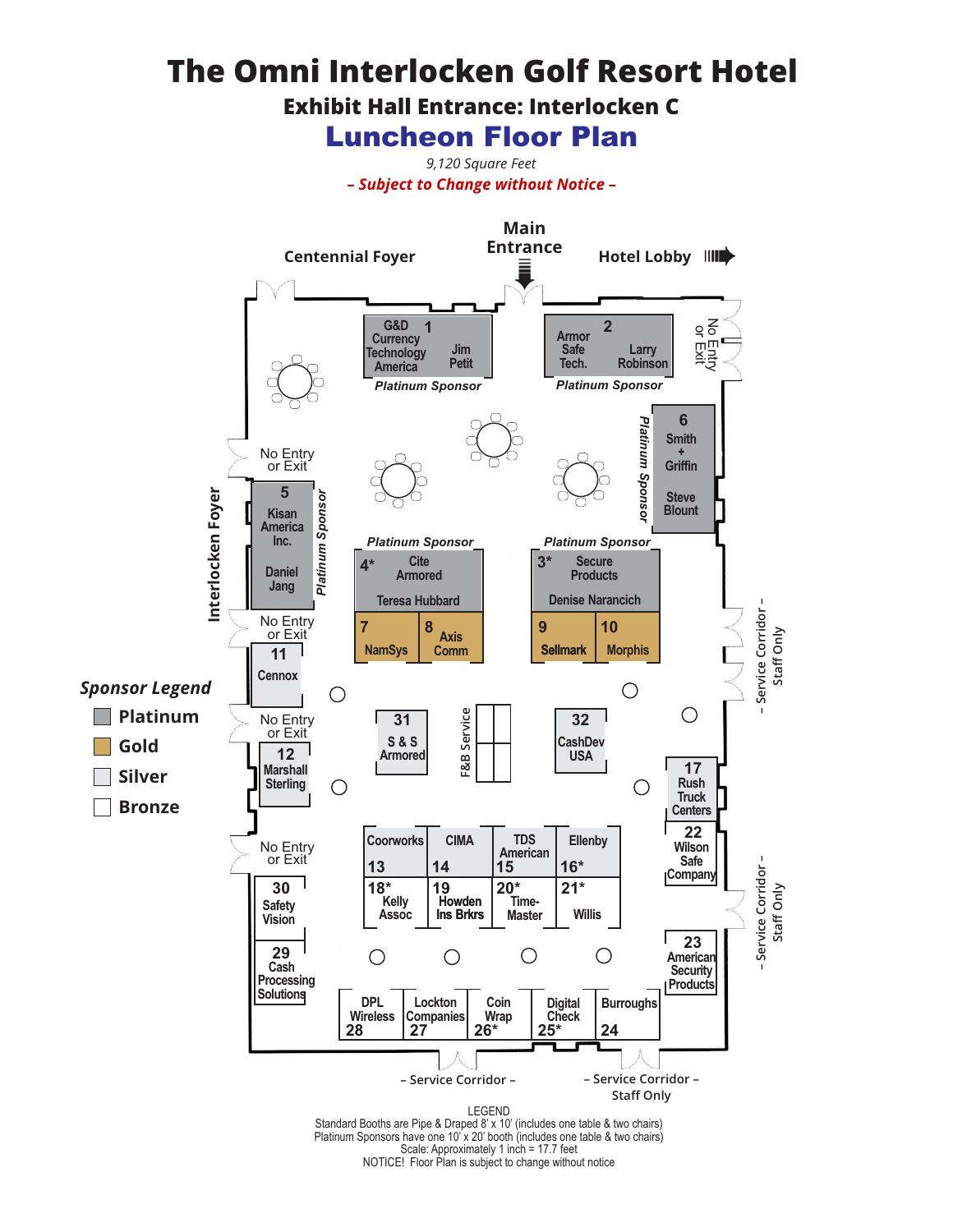# The Omni Interlocken Golf Resort Hotel

## Exhibit Hall Entrance: Interlocken C

## Luncheon Floor Plan

*9,120 Square Feet*

***– Subject to Change without Notice –***

Centennial Foyer | Main Entrance | Hotel Lobby

Interlocken Foyer

No Entry or Exit

- Service Corridor – Staff Only

| Booth | Exhibitor | Sponsor Level |
|---|---|---|
| 1 | G&D Currency Technology America – Jim Petit | Platinum Sponsor |
| 2 | Armor Safe Tech. – Larry Robinson | Platinum Sponsor |
| 3* | Secure Products – Denise Naranicich | Platinum Sponsor |
| 4* | Cite Armored – Teresa Hubbard | Platinum Sponsor |
| 5 | Kisan America Inc. – Daniel Jang | Platinum Sponsor |
| 6 | Smith + Griffin – Steve Blount | Platinum Sponsor |
| 7 | NamSys | Gold |
| 8 | Axis Comm | Gold |
| 9 | Sellmark | Gold |
| 10 | Morphis | Gold |
| 11 | Cennox | Silver |
| 12 | Marshall Sterling | Silver |
| 13 | Coorworks | |
| 14 | CIMA | |
| 15 | TDS American | |
| 16* | Ellenby | |
| 17 | Rush Truck Centers | Silver |
| 18* | Kelly Assoc | |
| 19 | Howden Ins Brkrs | |
| 20* | Time-Master | |
| 21* | Willis | |
| 22 | Wilson Safe Company | |
| 23 | American Security Products | |
| 24 | Burroughs | |
| 25* | Digital Check | |
| 26* | Coin Wrap | |
| 27 | Lockton Companies | |
| 28 | DPL Wireless | |
| 29 | Cash Processing Solutions | |
| 30 | Safety Vision | |
| 31 | S & S Armored | Silver |
| 32 | CashDev USA | |

F&B Service

– Service Corridor – | – Service Corridor – Staff Only

### Sponsor Legend

- Platinum
- Gold
- Silver
- Bronze

LEGEND

Standard Booths are Pipe & Draped 8' x 10' (includes one table & two chairs)
Platinum Sponsors have one 10' x 20' booth (includes one table & two chairs)
Scale: Approximately 1 inch = 17.7 feet
NOTICE! Floor Plan is subject to change without notice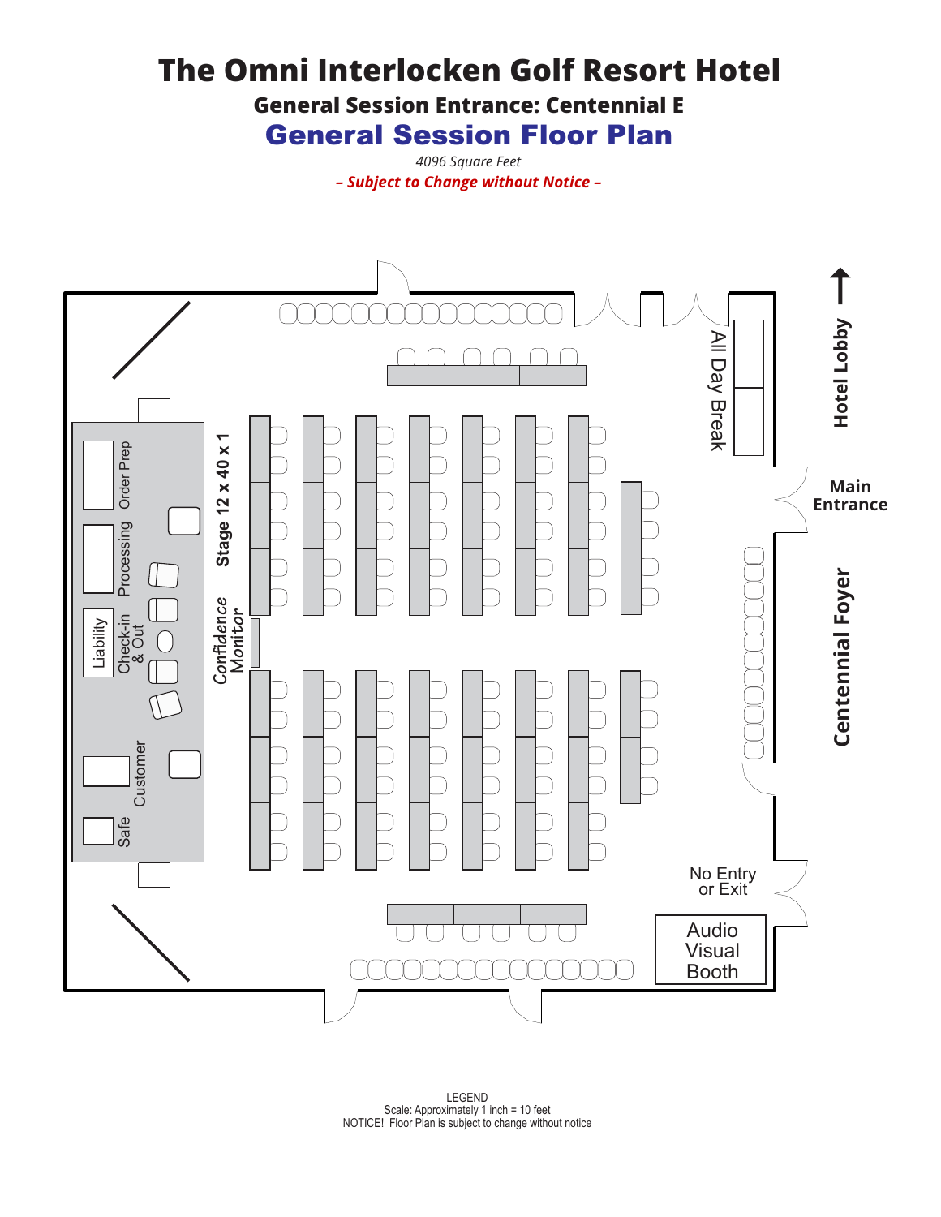# The Omni Interlocken Golf Resort Hotel

## General Session Entrance: Centennial E

## General Session Floor Plan

*4096 Square Feet*

***– Subject to Change without Notice –***

Hotel Lobby

All Day Break

Main Entrance

Centennial Foyer

No Entry or Exit

Audio Visual Booth

Stage 12 x 40 x 1

*Confidence Monitor*

Order Prep

Processing

Liability

Check-in & Out

Customer

Safe

LEGEND
Scale: Approximately 1 inch = 10 feet
NOTICE! Floor Plan is subject to change without notice